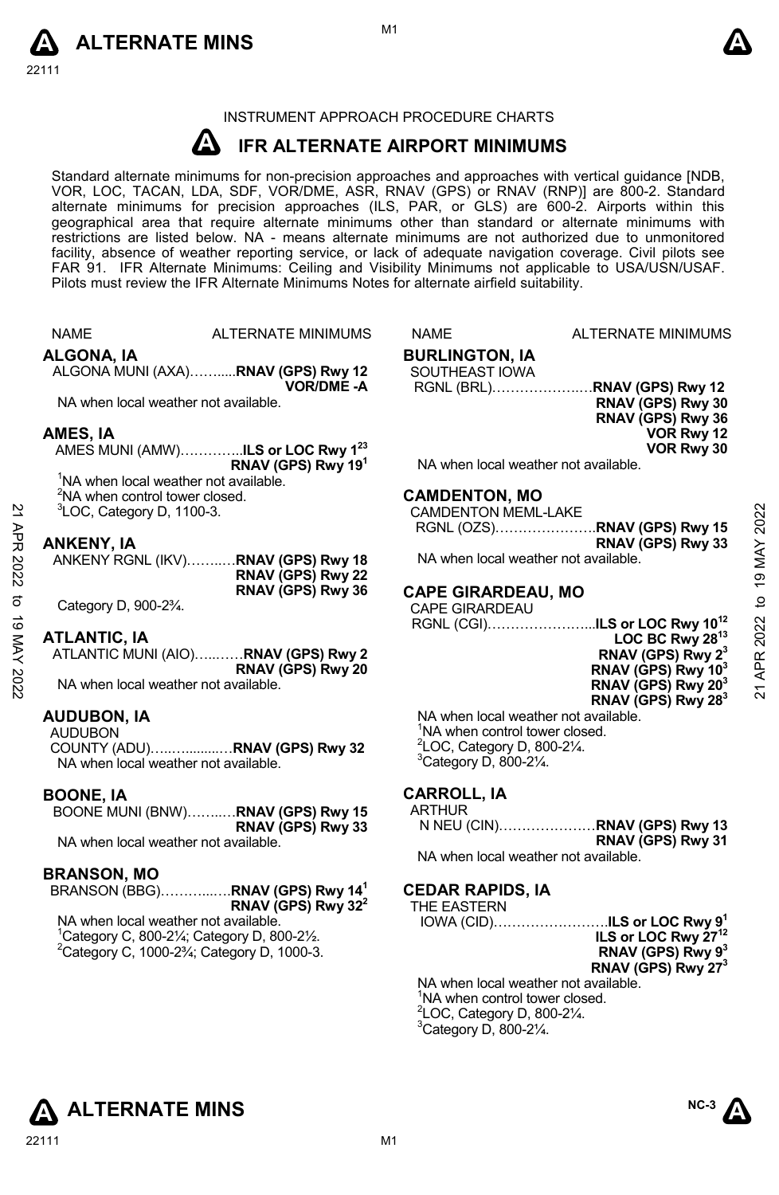INSTRUMENT APPROACH PROCEDURE CHARTS

# IFR ALTERNATE AIRPORT MINIMUMS

Standard alternate minimums for non-precision approaches and approaches with vertical guidance [NDB, VOR, LOC, TACAN, LDA, SDF, VOR/DME, ASR, RNAV (GPS) or RNAV (RNP)] are 800-2. Standard alternate minimums for precision approaches (ILS, PAR, or GLS) are 600-2. Airports within this geographical area that require alternate minimums other than standard or alternate minimums with restrictions are listed below. NA - means alternate minimums are not authorized due to unmonitored facility, absence of weather reporting service, or lack of adequate navigation coverage. Civil pilots see FAR 91. IFR Alternate Minimums: Ceiling and Visibility Minimums not applicable to USA/USN/USAF. Pilots must review the IFR Alternate Minimums Notes for alternate airfield suitability.

NAME — ALTERNATE MINIMUMS

## ALGONA, IA

ALGONA MUNI (AXA)……....**RNAV (GPS) Rwy 12**
**VOR/DME -A**

NA when local weather not available.

## AMES, IA

AMES MUNI (AMW)…………..**ILS or LOC Rwy 1[2][3]**
**RNAV (GPS) Rwy 19[1]**

[1]NA when local weather not available.
[2]NA when control tower closed.
[3]LOC, Category D, 1100-3.

## ANKENY, IA

ANKENY RGNL (IKV)……..…**RNAV (GPS) Rwy 18**
**RNAV (GPS) Rwy 22**
**RNAV (GPS) Rwy 36**

Category D, 900-2¾.

## ATLANTIC, IA

ATLANTIC MUNI (AIO)…..……**RNAV (GPS) Rwy 2**
**RNAV (GPS) Rwy 20**

NA when local weather not available.

## AUDUBON, IA

AUDUBON
COUNTY (ADU)…..…........…**RNAV (GPS) Rwy 32**

NA when local weather not available.

## BOONE, IA

BOONE MUNI (BNW)……..…**RNAV (GPS) Rwy 15**
**RNAV (GPS) Rwy 33**

NA when local weather not available.

## BRANSON, MO

BRANSON (BBG)………....…**RNAV (GPS) Rwy 14[1]**
**RNAV (GPS) Rwy 32[2]**

NA when local weather not available.
[1]Category C, 800-2¼; Category D, 800-2½.
[2]Category C, 1000-2¾; Category D, 1000-3.

## BURLINGTON, IA

SOUTHEAST IOWA
RGNL (BRL)………………..…**RNAV (GPS) Rwy 12**
**RNAV (GPS) Rwy 30**
**RNAV (GPS) Rwy 36**
**VOR Rwy 12**
**VOR Rwy 30**

NA when local weather not available.

## CAMDENTON, MO

CAMDENTON MEML-LAKE
RGNL (OZS)…………………..**RNAV (GPS) Rwy 15**
**RNAV (GPS) Rwy 33**

NA when local weather not available.

## CAPE GIRARDEAU, MO

CAPE GIRARDEAU
RGNL (CGI)…………………...**ILS or LOC Rwy 10[1][2]**
**LOC BC Rwy 28[1][3]**
**RNAV (GPS) Rwy 2[3]**
**RNAV (GPS) Rwy 10[3]**
**RNAV (GPS) Rwy 20[3]**
**RNAV (GPS) Rwy 28[3]**

NA when local weather not available.
[1]NA when control tower closed.
[2]LOC, Category D, 800-2¼.
[3]Category D, 800-2¼.

## CARROLL, IA

ARTHUR
N NEU (CIN)…………………**RNAV (GPS) Rwy 13**
**RNAV (GPS) Rwy 31**

NA when local weather not available.

## CEDAR RAPIDS, IA

THE EASTERN
IOWA (CID)…………………….**ILS or LOC Rwy 9[1]**
**ILS or LOC Rwy 27[1][2]**
**RNAV (GPS) Rwy 9[3]**
**RNAV (GPS) Rwy 27[3]**

NA when local weather not available.
[1]NA when control tower closed.
[2]LOC, Category D, 800-2¼.
[3]Category D, 800-2¼.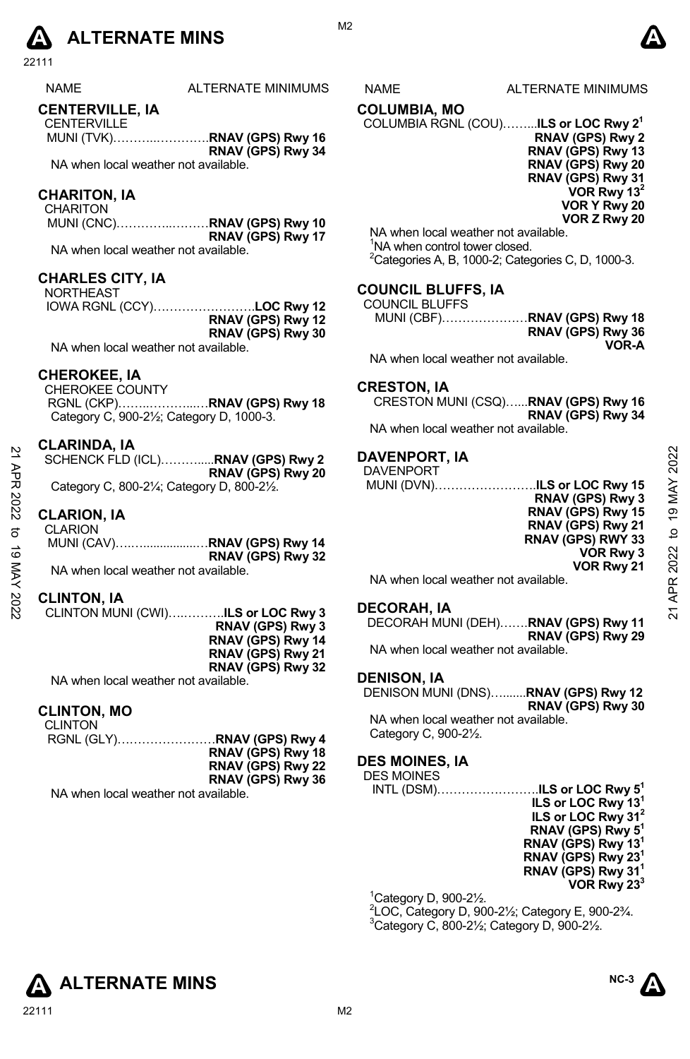| NAME | ALTERNATE MINIMUMS |
|---|---|

## CENTERVILLE, IA

CENTERVILLE MUNI (TVK)……………………**RNAV (GPS) Rwy 16**
**RNAV (GPS) Rwy 34**

NA when local weather not available.

## CHARITON, IA

CHARITON MUNI (CNC)……………………**RNAV (GPS) Rwy 10**
**RNAV (GPS) Rwy 17**

NA when local weather not available.

## CHARLES CITY, IA

NORTHEAST IOWA RGNL (CCY)……………………**LOC Rwy 12**
**RNAV (GPS) Rwy 12**
**RNAV (GPS) Rwy 30**

NA when local weather not available.

## CHEROKEE, IA

CHEROKEE COUNTY RGNL (CKP)……………………**RNAV (GPS) Rwy 18**

Category C, 900-2½; Category D, 1000-3.

## CLARINDA, IA

SCHENCK FLD (ICL)……………**RNAV (GPS) Rwy 2**
**RNAV (GPS) Rwy 20**

Category C, 800-2¼; Category D, 800-2½.

## CLARION, IA

CLARION MUNI (CAV)……………………**RNAV (GPS) Rwy 14**
**RNAV (GPS) Rwy 32**

NA when local weather not available.

## CLINTON, IA

CLINTON MUNI (CWI)……………**ILS or LOC Rwy 3**
**RNAV (GPS) Rwy 3**
**RNAV (GPS) Rwy 14**
**RNAV (GPS) Rwy 21**
**RNAV (GPS) Rwy 32**

NA when local weather not available.

## CLINTON, MO

CLINTON RGNL (GLY)……………………**RNAV (GPS) Rwy 4**
**RNAV (GPS) Rwy 18**
**RNAV (GPS) Rwy 22**
**RNAV (GPS) Rwy 36**

NA when local weather not available.

## COLUMBIA, MO

COLUMBIA RGNL (COU)………**ILS or LOC Rwy 2**[1]
**RNAV (GPS) Rwy 2**
**RNAV (GPS) Rwy 13**
**RNAV (GPS) Rwy 20**
**RNAV (GPS) Rwy 31**
**VOR Rwy 13**[2]
**VOR Y Rwy 20**
**VOR Z Rwy 20**

NA when local weather not available.
[1]NA when control tower closed.
[2]Categories A, B, 1000-2; Categories C, D, 1000-3.

## COUNCIL BLUFFS, IA

COUNCIL BLUFFS MUNI (CBF)……………………**RNAV (GPS) Rwy 18**
**RNAV (GPS) Rwy 36**
**VOR-A**

NA when local weather not available.

## CRESTON, IA

CRESTON MUNI (CSQ)……**RNAV (GPS) Rwy 16**
**RNAV (GPS) Rwy 34**

NA when local weather not available.

## DAVENPORT, IA

DAVENPORT MUNI (DVN)……………………**ILS or LOC Rwy 15**
**RNAV (GPS) Rwy 3**
**RNAV (GPS) Rwy 15**
**RNAV (GPS) Rwy 21**
**RNAV (GPS) RWY 33**
**VOR Rwy 3**
**VOR Rwy 21**

NA when local weather not available.

## DECORAH, IA

DECORAH MUNI (DEH)……**RNAV (GPS) Rwy 11**
**RNAV (GPS) Rwy 29**

NA when local weather not available.

## DENISON, IA

DENISON MUNI (DNS)………**RNAV (GPS) Rwy 12**
**RNAV (GPS) Rwy 30**

NA when local weather not available.
Category C, 900-2½.

## DES MOINES, IA

DES MOINES INTL (DSM)……………………**ILS or LOC Rwy 5**[1]
**ILS or LOC Rwy 13**[1]
**ILS or LOC Rwy 31**[2]
**RNAV (GPS) Rwy 5**[1]
**RNAV (GPS) Rwy 13**[1]
**RNAV (GPS) Rwy 23**[1]
**RNAV (GPS) Rwy 31**[1]
**VOR Rwy 23**[3]

[1]Category D, 900-2½.
[2]LOC, Category D, 900-2½; Category E, 900-2¾.
[3]Category C, 800-2½; Category D, 900-2½.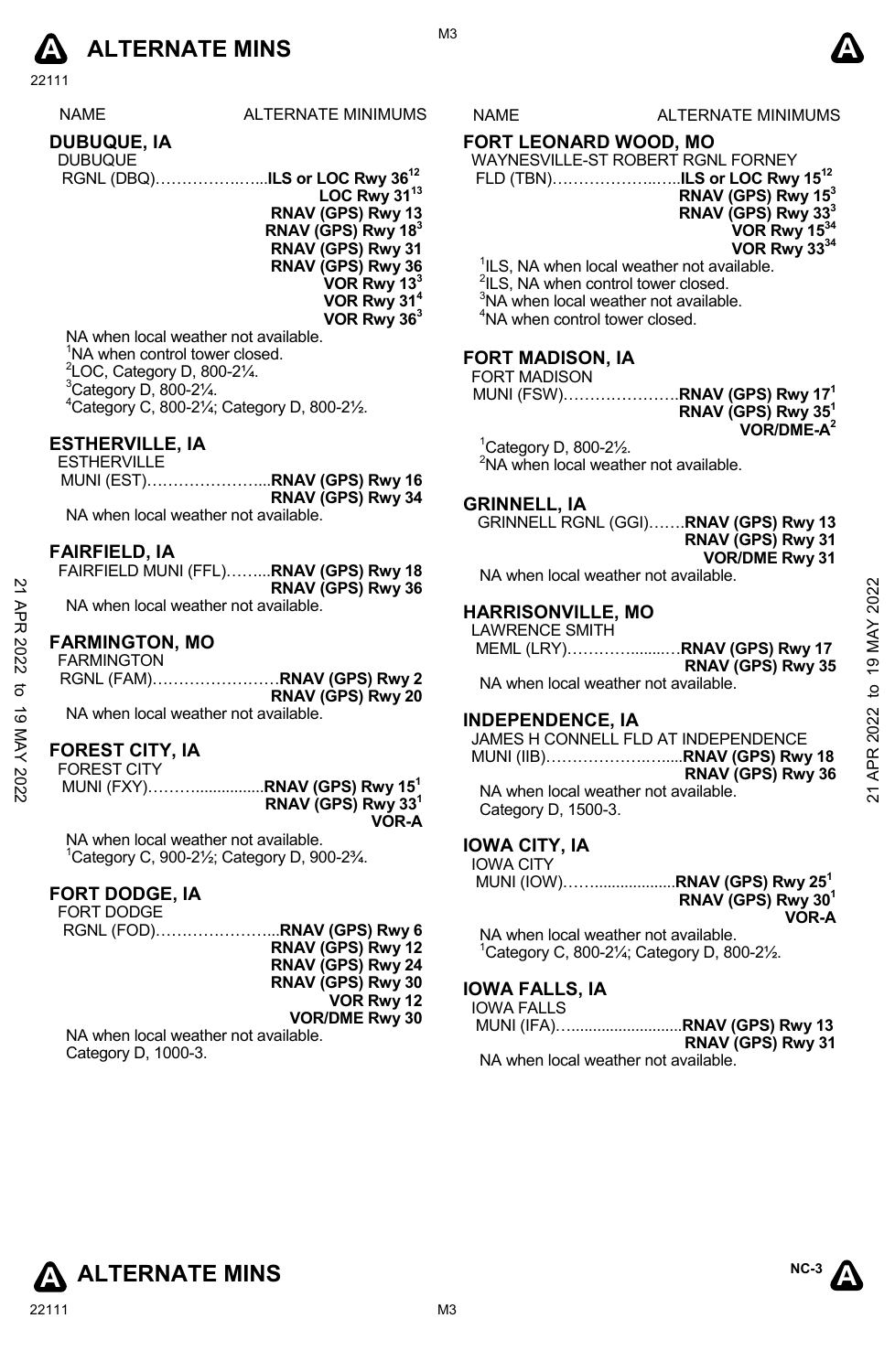# ALTERNATE MINS

| NAME | ALTERNATE MINIMUMS |
|---|---|

## DUBUQUE, IA

DUBUQUE
RGNL (DBQ)……………….....**ILS or LOC Rwy 36**[12]
**LOC Rwy 31**[13]
**RNAV (GPS) Rwy 13**
**RNAV (GPS) Rwy 18**[3]
**RNAV (GPS) Rwy 31**
**RNAV (GPS) Rwy 36**
**VOR Rwy 13**[3]
**VOR Rwy 31**[4]
**VOR Rwy 36**[3]

NA when local weather not available.
[1]NA when control tower closed.
[2]LOC, Category D, 800-2¼.
[3]Category D, 800-2¼.
[4]Category C, 800-2¼; Category D, 800-2½.

## ESTHERVILLE, IA

ESTHERVILLE
MUNI (EST)…………………...**RNAV (GPS) Rwy 16**
**RNAV (GPS) Rwy 34**

NA when local weather not available.

## FAIRFIELD, IA

FAIRFIELD MUNI (FFL)……...**RNAV (GPS) Rwy 18**
**RNAV (GPS) Rwy 36**

NA when local weather not available.

## FARMINGTON, MO

FARMINGTON
RGNL (FAM)……………………**RNAV (GPS) Rwy 2**
**RNAV (GPS) Rwy 20**

NA when local weather not available.

## FOREST CITY, IA

FOREST CITY
MUNI (FXY)………...............**RNAV (GPS) Rwy 15**[1]
**RNAV (GPS) Rwy 33**[1]
**VOR-A**

NA when local weather not available.
[1]Category C, 900-2½; Category D, 900-2¾.

## FORT DODGE, IA

FORT DODGE
RGNL (FOD)…………………...**RNAV (GPS) Rwy 6**
**RNAV (GPS) Rwy 12**
**RNAV (GPS) Rwy 24**
**RNAV (GPS) Rwy 30**
**VOR Rwy 12**
**VOR/DME Rwy 30**

NA when local weather not available.
Category D, 1000-3.

## FORT LEONARD WOOD, MO

WAYNESVILLE-ST ROBERT RGNL FORNEY
FLD (TBN)……………….…...**ILS or LOC Rwy 15**[12]
**RNAV (GPS) Rwy 15**[3]
**RNAV (GPS) Rwy 33**[3]
**VOR Rwy 15**[34]
**VOR Rwy 33**[34]

[1]ILS, NA when local weather not available.
[2]ILS, NA when control tower closed.
[3]NA when local weather not available.
[4]NA when control tower closed.

## FORT MADISON, IA

FORT MADISON
MUNI (FSW)…………………**RNAV (GPS) Rwy 17**[1]
**RNAV (GPS) Rwy 35**[1]
**VOR/DME-A**[2]

[1]Category D, 800-2½.
[2]NA when local weather not available.

## GRINNELL, IA

GRINNELL RGNL (GGI)…….**RNAV (GPS) Rwy 13**
**RNAV (GPS) Rwy 31**
**VOR/DME Rwy 31**

NA when local weather not available.

## HARRISONVILLE, MO

LAWRENCE SMITH
MEML (LRY)……………......…**RNAV (GPS) Rwy 17**
**RNAV (GPS) Rwy 35**

NA when local weather not available.

## INDEPENDENCE, IA

JAMES H CONNELL FLD AT INDEPENDENCE
MUNI (IIB)……………….…....**RNAV (GPS) Rwy 18**
**RNAV (GPS) Rwy 36**

NA when local weather not available.
Category D, 1500-3.

## IOWA CITY, IA

IOWA CITY
MUNI (IOW)……...................**RNAV (GPS) Rwy 25**[1]
**RNAV (GPS) Rwy 30**[1]
**VOR-A**

NA when local weather not available.
[1]Category C, 800-2¼; Category D, 800-2½.

## IOWA FALLS, IA

IOWA FALLS
MUNI (IFA)….........................**RNAV (GPS) Rwy 13**
**RNAV (GPS) Rwy 31**

NA when local weather not available.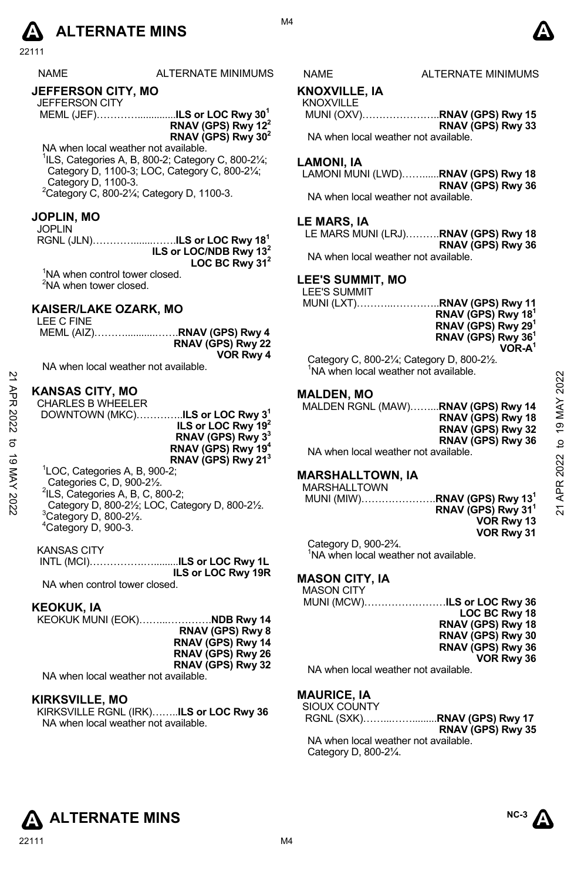| NAME | ALTERNATE MINIMUMS |
|---|---|

## JEFFERSON CITY, MO

JEFFERSON CITY
MEML (JEF)……….............**ILS or LOC Rwy 30**[1]
**RNAV (GPS) Rwy 12**[2]
**RNAV (GPS) Rwy 30**[2]

NA when local weather not available.
[1]ILS, Categories A, B, 800-2; Category C, 800-2¼; Category D, 1100-3; LOC, Category C, 800-2¼; Category D, 1100-3.
[2]Category C, 800-2¼; Category D, 1100-3.

## JOPLIN, MO

JOPLIN
RGNL (JLN)………........……**ILS or LOC Rwy 18**[1]
**ILS or LOC/NDB Rwy 13**[2]
**LOC BC Rwy 31**[2]

[1]NA when control tower closed.
[2]NA when tower closed.

## KAISER/LAKE OZARK, MO

LEE C FINE
MEML (AIZ)……….........……**RNAV (GPS) Rwy 4**
**RNAV (GPS) Rwy 22**
**VOR Rwy 4**

NA when local weather not available.

## KANSAS CITY, MO

CHARLES B WHEELER
DOWNTOWN (MKC)…………..**ILS or LOC Rwy 3**[1]
**ILS or LOC Rwy 19**[2]
**RNAV (GPS) Rwy 3**[3]
**RNAV (GPS) Rwy 19**[4]
**RNAV (GPS) Rwy 21**[3]

[1]LOC, Categories A, B, 900-2; Categories C, D, 900-2½.
[2]ILS, Categories A, B, C, 800-2; Category D, 800-2½; LOC, Category D, 800-2½.
[3]Category D, 800-2½.
[4]Category D, 900-3.

KANSAS CITY
INTL (MCI)…………….….........**ILS or LOC Rwy 1L**
**ILS or LOC Rwy 19R**

NA when control tower closed.

## KEOKUK, IA

KEOKUK MUNI (EOK)……...………….**NDB Rwy 14**
**RNAV (GPS) Rwy 8**
**RNAV (GPS) Rwy 14**
**RNAV (GPS) Rwy 26**
**RNAV (GPS) Rwy 32**

NA when local weather not available.

## KIRKSVILLE, MO

KIRKSVILLE RGNL (IRK)……..**ILS or LOC Rwy 36**

NA when local weather not available.

## KNOXVILLE, IA

KNOXVILLE
MUNI (OXV)…………………..**RNAV (GPS) Rwy 15**
**RNAV (GPS) Rwy 33**

NA when local weather not available.

## LAMONI, IA

LAMONI MUNI (LWD)……......**RNAV (GPS) Rwy 18**
**RNAV (GPS) Rwy 36**

NA when local weather not available.

## LE MARS, IA

LE MARS MUNI (LRJ)……….**RNAV (GPS) Rwy 18**
**RNAV (GPS) Rwy 36**

NA when local weather not available.

## LEE'S SUMMIT, MO

LEE'S SUMMIT
MUNI (LXT)………..…………..**RNAV (GPS) Rwy 11**
**RNAV (GPS) Rwy 18**[1]
**RNAV (GPS) Rwy 29**[1]
**RNAV (GPS) Rwy 36**[1]
**VOR-A**[1]

Category C, 800-2¼; Category D, 800-2½.
[1]NA when local weather not available.

## MALDEN, MO

MALDEN RGNL (MAW)……...**RNAV (GPS) Rwy 14**
**RNAV (GPS) Rwy 18**
**RNAV (GPS) Rwy 32**
**RNAV (GPS) Rwy 36**

NA when local weather not available.

## MARSHALLTOWN, IA

MARSHALLTOWN
MUNI (MIW)…………………**RNAV (GPS) Rwy 13**[1]
**RNAV (GPS) Rwy 31**[1]
**VOR Rwy 13**
**VOR Rwy 31**

Category D, 900-2¾.
[1]NA when local weather not available.

## MASON CITY, IA

MASON CITY
MUNI (MCW)……………………**ILS or LOC Rwy 36**
**LOC BC Rwy 18**
**RNAV (GPS) Rwy 18**
**RNAV (GPS) Rwy 30**
**RNAV (GPS) Rwy 36**
**VOR Rwy 36**

NA when local weather not available.

## MAURICE, IA

SIOUX COUNTY
RGNL (SXK)……...…….........**RNAV (GPS) Rwy 17**
**RNAV (GPS) Rwy 35**

NA when local weather not available.
Category D, 800-2¼.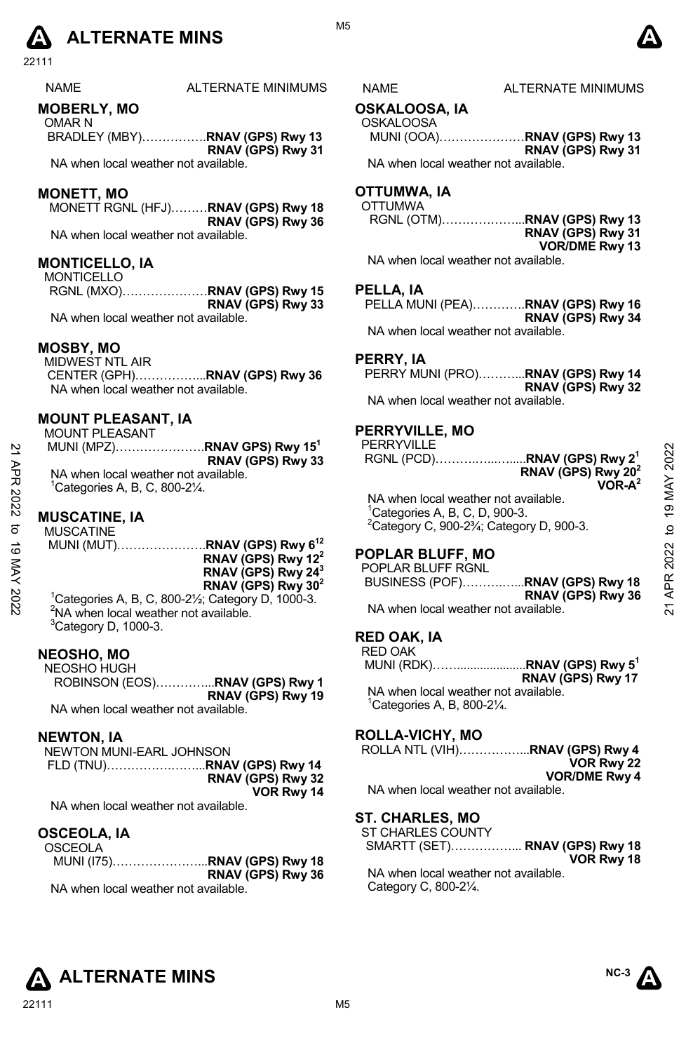# ALTERNATE MINS

| NAME | ALTERNATE MINIMUMS |
|---|---|

### MOBERLY, MO
OMAR N BRADLEY (MBY)……………. **RNAV (GPS) Rwy 13**
**RNAV (GPS) Rwy 31**
NA when local weather not available.

### MONETT, MO
MONETT RGNL (HFJ)……… **RNAV (GPS) Rwy 18**
**RNAV (GPS) Rwy 36**
NA when local weather not available.

### MONTICELLO, IA
MONTICELLO RGNL (MXO)………………… **RNAV (GPS) Rwy 15**
**RNAV (GPS) Rwy 33**
NA when local weather not available.

### MOSBY, MO
MIDWEST NTL AIR CENTER (GPH)…………….. **RNAV (GPS) Rwy 36**
NA when local weather not available.

### MOUNT PLEASANT, IA
MOUNT PLEASANT MUNI (MPZ)…………………. **RNAV GPS) Rwy 15**[1]
**RNAV (GPS) Rwy 33**
NA when local weather not available.
[1]Categories A, B, C, 800-2¼.

### MUSCATINE, IA
MUSCATINE MUNI (MUT)…………………. **RNAV (GPS) Rwy 6**[12]
**RNAV (GPS) Rwy 12**[2]
**RNAV (GPS) Rwy 24**[3]
**RNAV (GPS) Rwy 30**[2]
[1]Categories A, B, C, 800-2½; Category D, 1000-3.
[2]NA when local weather not available.
[3]Category D, 1000-3.

### NEOSHO, MO
NEOSHO HUGH ROBINSON (EOS)………….. **RNAV (GPS) Rwy 1**
**RNAV (GPS) Rwy 19**
NA when local weather not available.

### NEWTON, IA
NEWTON MUNI-EARL JOHNSON FLD (TNU)………………... **RNAV (GPS) Rwy 14**
**RNAV (GPS) Rwy 32**
**VOR Rwy 14**
NA when local weather not available.

### OSCEOLA, IA
OSCEOLA MUNI (I75)………………….. **RNAV (GPS) Rwy 18**
**RNAV (GPS) Rwy 36**
NA when local weather not available.

### OSKALOOSA, IA
OSKALOOSA MUNI (OOA)………………… **RNAV (GPS) Rwy 13**
**RNAV (GPS) Rwy 31**
NA when local weather not available.

### OTTUMWA, IA
OTTUMWA RGNL (OTM)……………….. **RNAV (GPS) Rwy 13**
**RNAV (GPS) Rwy 31**
**VOR/DME Rwy 13**
NA when local weather not available.

### PELLA, IA
PELLA MUNI (PEA)…………. **RNAV (GPS) Rwy 16**
**RNAV (GPS) Rwy 34**
NA when local weather not available.

### PERRY, IA
PERRY MUNI (PRO)……….. **RNAV (GPS) Rwy 14**
**RNAV (GPS) Rwy 32**
NA when local weather not available.

### PERRYVILLE, MO
PERRYVILLE RGNL (PCD)…………………. **RNAV (GPS) Rwy 2**[1]
**RNAV (GPS) Rwy 20**[2]
**VOR-A**[2]
NA when local weather not available.
[1]Categories A, B, C, D, 900-3.
[2]Category C, 900-2¾; Category D, 900-3.

### POPLAR BLUFF, MO
POPLAR BLUFF RGNL BUSINESS (POF)…………. **RNAV (GPS) Rwy 18**
**RNAV (GPS) Rwy 36**
NA when local weather not available.

### RED OAK, IA
RED OAK MUNI (RDK)……................... **RNAV (GPS) Rwy 5**[1]
**RNAV (GPS) Rwy 17**
NA when local weather not available.
[1]Categories A, B, 800-2¼.

### ROLLA-VICHY, MO
ROLLA NTL (VIH)…………….. **RNAV (GPS) Rwy 4**
**VOR Rwy 22**
**VOR/DME Rwy 4**
NA when local weather not available.

### ST. CHARLES, MO
ST CHARLES COUNTY SMARTT (SET)…………….. **RNAV (GPS) Rwy 18**
**VOR Rwy 18**
NA when local weather not available.
Category C, 800-2¼.

# ALTERNATE MINS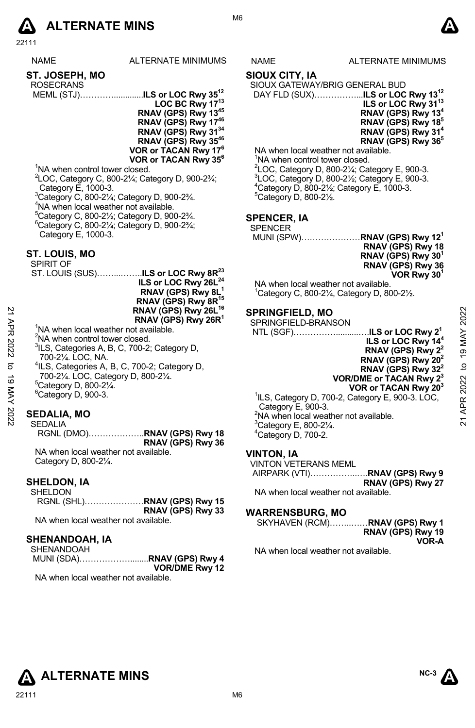# ALTERNATE MINS

| NAME | ALTERNATE MINIMUMS |
|---|---|

## ST. JOSEPH, MO

ROSECRANS MEML (STJ)……………...........**ILS or LOC Rwy 35**[1,2]
**LOC BC Rwy 17**[1,3]
**RNAV (GPS) Rwy 13**[4,5]
**RNAV (GPS) Rwy 17**[4,6]
**RNAV (GPS) Rwy 31**[3,4]
**RNAV (GPS) Rwy 35**[4,6]
**VOR or TACAN Rwy 17**[6]
**VOR or TACAN Rwy 35**[6]

[1]NA when control tower closed.
[2]LOC, Category C, 800-2¼; Category D, 900-2¾; Category E, 1000-3.
[3]Category C, 800-2¼; Category D, 900-2¾.
[4]NA when local weather not available.
[5]Category C, 800-2½; Category D, 900-2¾.
[6]Category C, 800-2¼; Category D, 900-2¾; Category E, 1000-3.

## ST. LOUIS, MO

SPIRIT OF ST. LOUIS (SUS)……...……..**ILS or LOC Rwy 8R**[2,3]
**ILS or LOC Rwy 26L**[2,4]
**RNAV (GPS) Rwy 8L**[1]
**RNAV (GPS) Rwy 8R**[1,5]
**RNAV (GPS) Rwy 26L**[1,6]
**RNAV (GPS) Rwy 26R**[1]

[1]NA when local weather not available.
[2]NA when control tower closed.
[3]ILS, Categories A, B, C, 700-2; Category D, 700-2¼. LOC, NA.
[4]ILS, Categories A, B, C, 700-2; Category D, 700-2¼. LOC, Category D, 800-2¼.
[5]Category D, 800-2¼.
[6]Category D, 900-3.

## SEDALIA, MO

SEDALIA RGNL (DMO)………………..**RNAV (GPS) Rwy 18**
**RNAV (GPS) Rwy 36**

NA when local weather not available.
Category D, 800-2¼.

## SHELDON, IA

SHELDON RGNL (SHL)…………………**RNAV (GPS) Rwy 15**
**RNAV (GPS) Rwy 33**

NA when local weather not available.

## SHENANDOAH, IA

SHENANDOAH MUNI (SDA)………………........**RNAV (GPS) Rwy 4**
**VOR/DME Rwy 12**

NA when local weather not available.

## SIOUX CITY, IA

SIOUX GATEWAY/BRIG GENERAL BUD DAY FLD (SUX)……………...**ILS or LOC Rwy 13**[1,2]
**ILS or LOC Rwy 31**[1,3]
**RNAV (GPS) Rwy 13**[4]
**RNAV (GPS) Rwy 18**[5]
**RNAV (GPS) Rwy 31**[4]
**RNAV (GPS) Rwy 36**[5]

NA when local weather not available.
[1]NA when control tower closed.
[2]LOC, Category D, 800-2¼; Category E, 900-3.
[3]LOC, Category D, 800-2½; Category E, 900-3.
[4]Category D, 800-2½; Category E, 1000-3.
[5]Category D, 800-2½.

## SPENCER, IA

SPENCER MUNI (SPW)…………………**RNAV (GPS) Rwy 12**[1]
**RNAV (GPS) Rwy 18**
**RNAV (GPS) Rwy 30**[1]
**RNAV (GPS) Rwy 36**
**VOR Rwy 30**[1]

NA when local weather not available.
[1]Category C, 800-2¼, Category D, 800-2½.

## SPRINGFIELD, MO

SPRINGFIELD-BRANSON NTL (SGF)…………….........….**ILS or LOC Rwy 2**[1]
**ILS or LOC Rwy 14**[4]
**RNAV (GPS) Rwy 2**[2]
**RNAV (GPS) Rwy 20**[2]
**RNAV (GPS) Rwy 32**[2]
**VOR/DME or TACAN Rwy 2**[3]
**VOR or TACAN Rwy 20**[3]

[1]ILS, Category D, 700-2, Category E, 900-3. LOC, Category E, 900-3.
[2]NA when local weather not available.
[3]Category E, 800-2¼.
[4]Category D, 700-2.

## VINTON, IA

VINTON VETERANS MEML AIRPARK (VTI)……………..….**RNAV (GPS) Rwy 9**
**RNAV (GPS) Rwy 27**

NA when local weather not available.

## WARRENSBURG, MO

SKYHAVEN (RCM)……..……**RNAV (GPS) Rwy 1**
**RNAV (GPS) Rwy 19**
**VOR-A**

NA when local weather not available.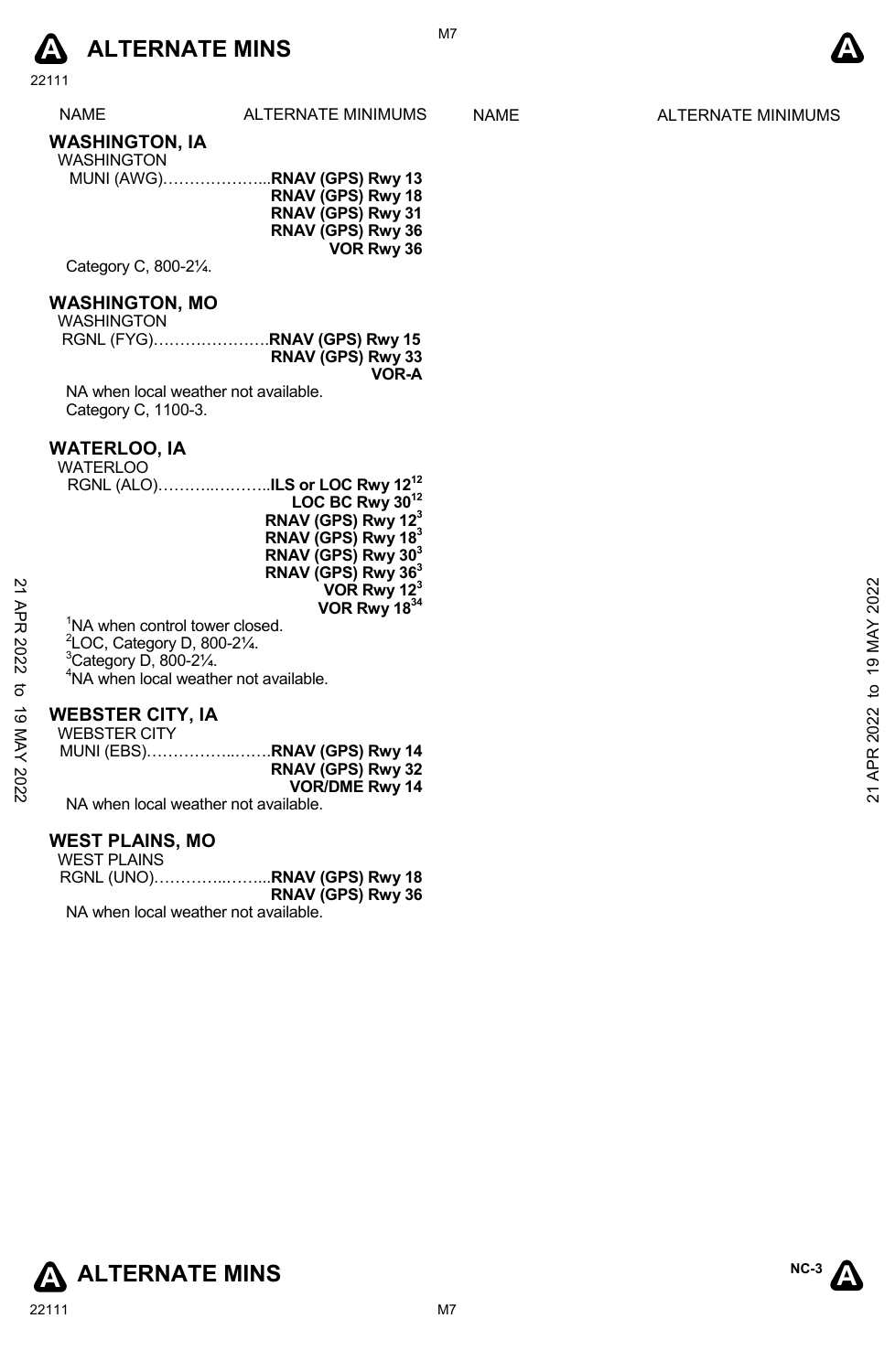| NAME | ALTERNATE MINIMUMS |
| --- | --- |

## WASHINGTON, IA

WASHINGTON
MUNI (AWG)………………...**RNAV (GPS) Rwy 13**
**RNAV (GPS) Rwy 18**
**RNAV (GPS) Rwy 31**
**RNAV (GPS) Rwy 36**
**VOR Rwy 36**

Category C, 800-2¼.

## WASHINGTON, MO

WASHINGTON
RGNL (FYG)………………….**RNAV (GPS) Rwy 15**
**RNAV (GPS) Rwy 33**
**VOR-A**

NA when local weather not available.
Category C, 1100-3.

## WATERLOO, IA

WATERLOO
RGNL (ALO)………..………..**ILS or LOC Rwy 12**[1,2]
**LOC BC Rwy 30**[1,2]
**RNAV (GPS) Rwy 12**[3]
**RNAV (GPS) Rwy 18**[3]
**RNAV (GPS) Rwy 30**[3]
**RNAV (GPS) Rwy 36**[3]
**VOR Rwy 12**[3]
**VOR Rwy 18**[3,4]

[1]NA when control tower closed.
[2]LOC, Category D, 800-2¼.
[3]Category D, 800-2¼.
[4]NA when local weather not available.

## WEBSTER CITY, IA

WEBSTER CITY
MUNI (EBS)……………..…….**RNAV (GPS) Rwy 14**
**RNAV (GPS) Rwy 32**
**VOR/DME Rwy 14**

NA when local weather not available.

## WEST PLAINS, MO

WEST PLAINS
RGNL (UNO)…………..……...**RNAV (GPS) Rwy 18**
**RNAV (GPS) Rwy 36**

NA when local weather not available.